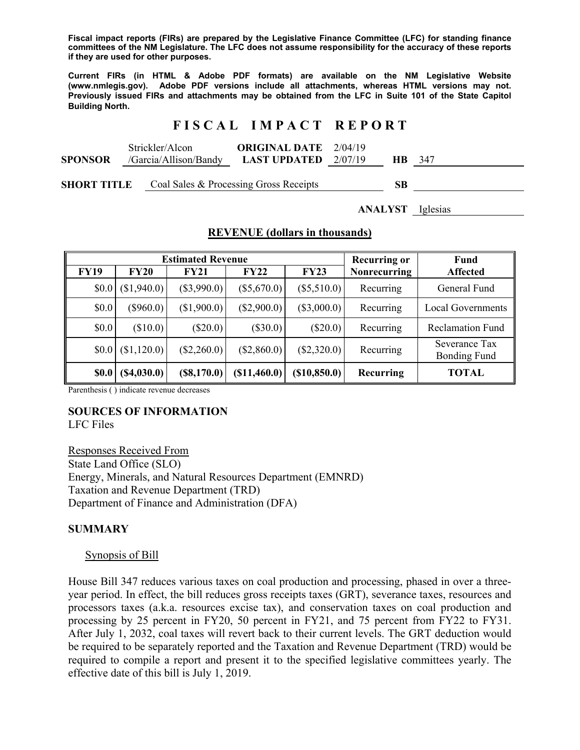**Fiscal impact reports (FIRs) are prepared by the Legislative Finance Committee (LFC) for standing finance committees of the NM Legislature. The LFC does not assume responsibility for the accuracy of these reports if they are used for other purposes.**

**Current FIRs (in HTML & Adobe PDF formats) are available on the NM Legislative Website (www.nmlegis.gov). Adobe PDF versions include all attachments, whereas HTML versions may not. Previously issued FIRs and attachments may be obtained from the LFC in Suite 101 of the State Capitol Building North.**

# F I S C A L   I M P A C T   R E P O R T

**SPONSOR** Strickler/Alcon/Garcia/Allison/Bandy **ORIGINAL DATE** 2/04/19 **LAST UPDATED** 2/07/19 **HB** 347

**SHORT TITLE** Coal Sales & Processing Gross Receipts **SB**

**ANALYST** Iglesias

## REVENUE (dollars in thousands)

| Estimated Revenue | | | | | Recurring or | Fund |
|---|---|---|---|---|---|---|
| **FY19** | **FY20** | **FY21** | **FY22** | **FY23** | **Nonrecurring** | **Affected** |
| $0.0 | ($1,940.0) | ($3,990.0) | ($5,670.0) | ($5,510.0) | Recurring | General Fund |
| $0.0 | ($960.0) | ($1,900.0) | ($2,900.0) | ($3,000.0) | Recurring | Local Governments |
| $0.0 | ($10.0) | ($20.0) | ($30.0) | ($20.0) | Recurring | Reclamation Fund |
| $0.0 | ($1,120.0) | ($2,260.0) | ($2,860.0) | ($2,320.0) | Recurring | Severance Tax Bonding Fund |
| **$0.0** | **($4,030.0)** | **($8,170.0)** | **($11,460.0)** | **($10,850.0)** | **Recurring** | **TOTAL** |

Parenthesis ( ) indicate revenue decreases

**SOURCES OF INFORMATION**
LFC Files

Responses Received From
State Land Office (SLO)
Energy, Minerals, and Natural Resources Department (EMNRD)
Taxation and Revenue Department (TRD)
Department of Finance and Administration (DFA)

**SUMMARY**

Synopsis of Bill

House Bill 347 reduces various taxes on coal production and processing, phased in over a three-year period. In effect, the bill reduces gross receipts taxes (GRT), severance taxes, resources and processors taxes (a.k.a. resources excise tax), and conservation taxes on coal production and processing by 25 percent in FY20, 50 percent in FY21, and 75 percent from FY22 to FY31. After July 1, 2032, coal taxes will revert back to their current levels. The GRT deduction would be required to be separately reported and the Taxation and Revenue Department (TRD) would be required to compile a report and present it to the specified legislative committees yearly. The effective date of this bill is July 1, 2019.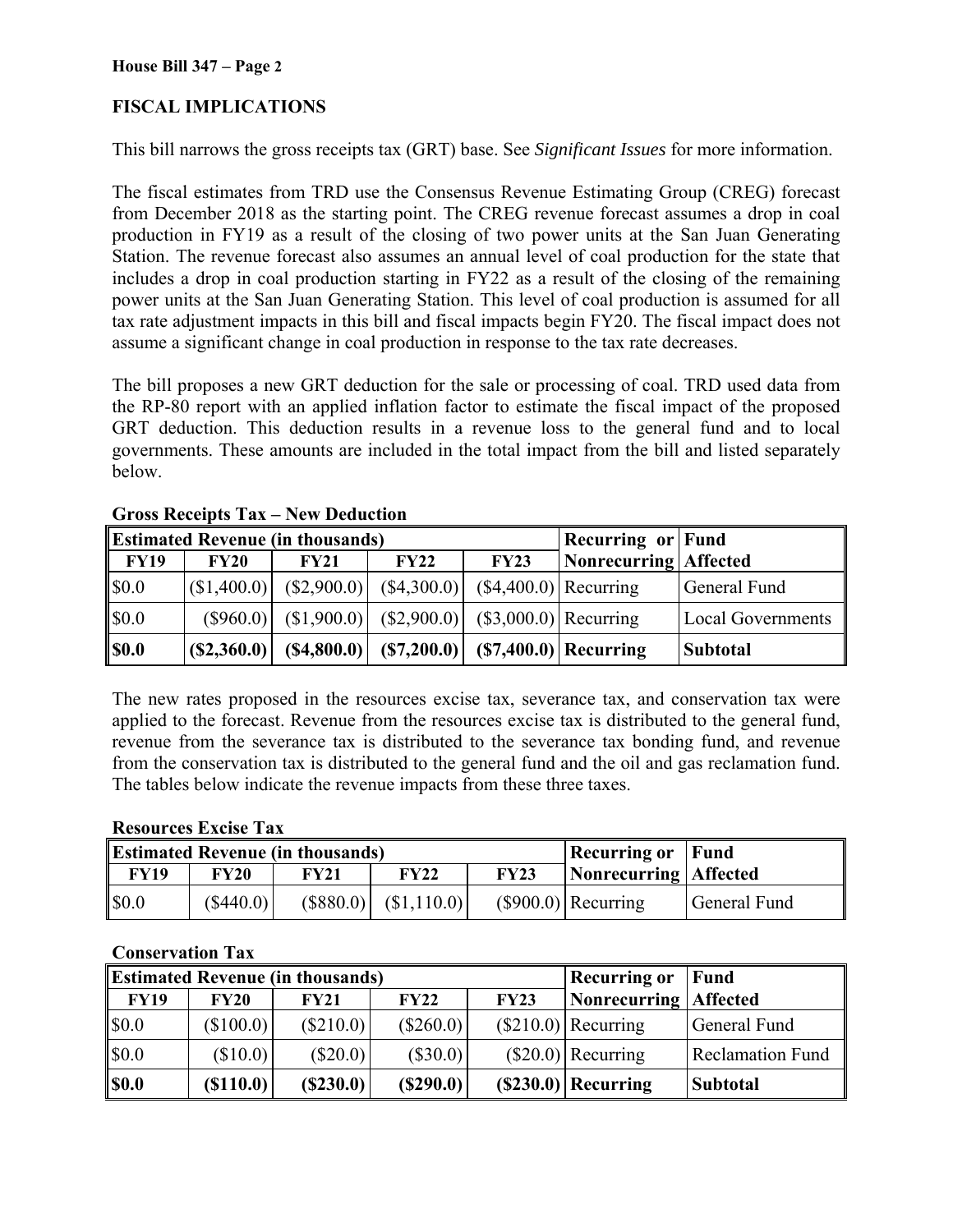## FISCAL IMPLICATIONS

This bill narrows the gross receipts tax (GRT) base. See *Significant Issues* for more information.

The fiscal estimates from TRD use the Consensus Revenue Estimating Group (CREG) forecast from December 2018 as the starting point. The CREG revenue forecast assumes a drop in coal production in FY19 as a result of the closing of two power units at the San Juan Generating Station. The revenue forecast also assumes an annual level of coal production for the state that includes a drop in coal production starting in FY22 as a result of the closing of the remaining power units at the San Juan Generating Station. This level of coal production is assumed for all tax rate adjustment impacts in this bill and fiscal impacts begin FY20. The fiscal impact does not assume a significant change in coal production in response to the tax rate decreases.

The bill proposes a new GRT deduction for the sale or processing of coal. TRD used data from the RP-80 report with an applied inflation factor to estimate the fiscal impact of the proposed GRT deduction. This deduction results in a revenue loss to the general fund and to local governments. These amounts are included in the total impact from the bill and listed separately below.

**Gross Receipts Tax – New Deduction**

| Estimated Revenue (in thousands) | | | | | Recurring or Nonrecurring | Fund Affected |
|---|---|---|---|---|---|---|
| **FY19** | **FY20** | **FY21** | **FY22** | **FY23** | | |
| $0.0 | ($1,400.0) | ($2,900.0) | ($4,300.0) | ($4,400.0) | Recurring | General Fund |
| $0.0 | ($960.0) | ($1,900.0) | ($2,900.0) | ($3,000.0) | Recurring | Local Governments |
| **$0.0** | **($2,360.0)** | **($4,800.0)** | **($7,200.0)** | **($7,400.0)** | **Recurring** | **Subtotal** |

The new rates proposed in the resources excise tax, severance tax, and conservation tax were applied to the forecast. Revenue from the resources excise tax is distributed to the general fund, revenue from the severance tax is distributed to the severance tax bonding fund, and revenue from the conservation tax is distributed to the general fund and the oil and gas reclamation fund. The tables below indicate the revenue impacts from these three taxes.

**Resources Excise Tax**

| Estimated Revenue (in thousands) | | | | | Recurring or Nonrecurring | Fund Affected |
|---|---|---|---|---|---|---|
| **FY19** | **FY20** | **FY21** | **FY22** | **FY23** | | |
| $0.0 | ($440.0) | ($880.0) | ($1,110.0) | ($900.0) | Recurring | General Fund |

**Conservation Tax**

| Estimated Revenue (in thousands) | | | | | Recurring or Nonrecurring | Fund Affected |
|---|---|---|---|---|---|---|
| **FY19** | **FY20** | **FY21** | **FY22** | **FY23** | | |
| $0.0 | ($100.0) | ($210.0) | ($260.0) | ($210.0) | Recurring | General Fund |
| $0.0 | ($10.0) | ($20.0) | ($30.0) | ($20.0) | Recurring | Reclamation Fund |
| **$0.0** | **($110.0)** | **($230.0)** | **($290.0)** | **($230.0)** | **Recurring** | **Subtotal** |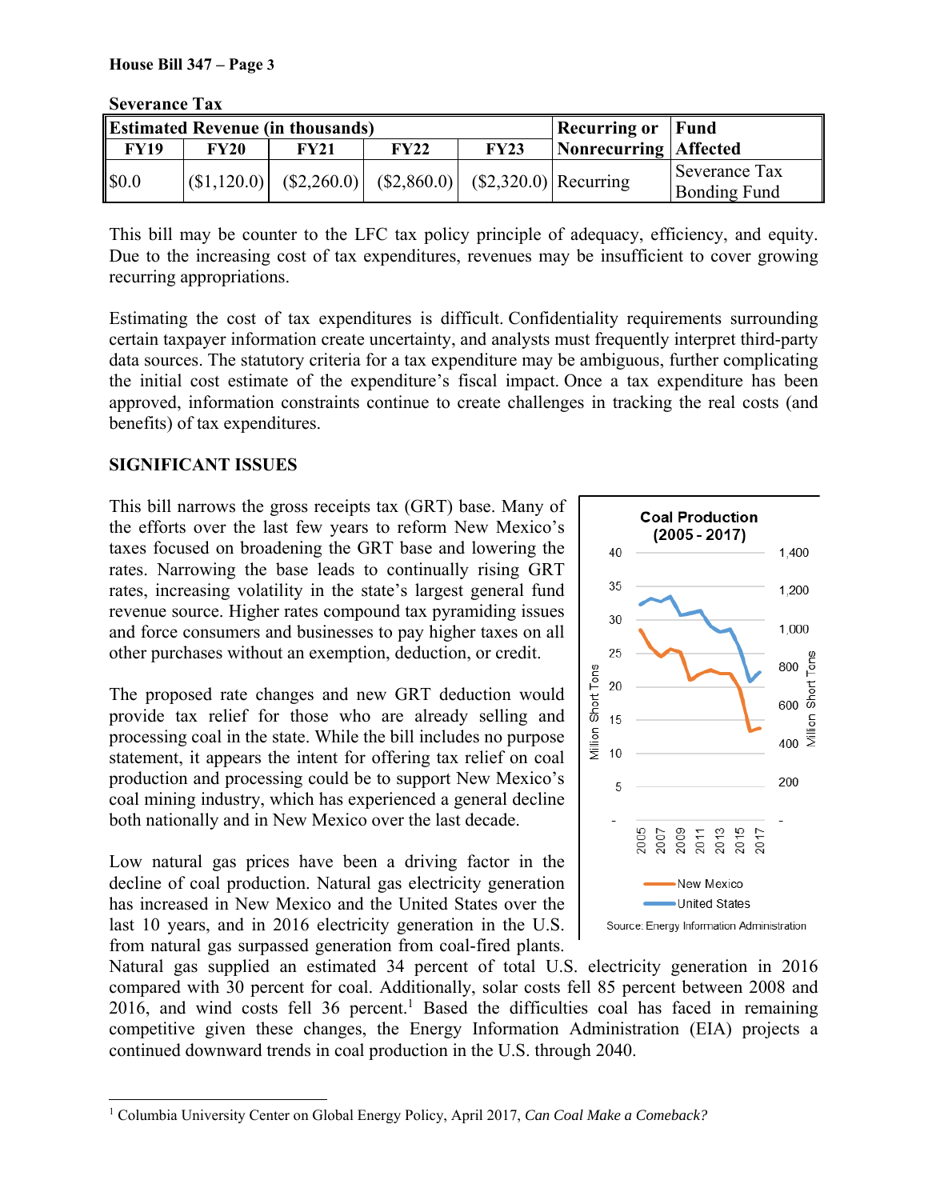**House Bill 347 – Page 3**

**Severance Tax**

| **Estimated Revenue (in thousands)** | | | | | **Recurring or Nonrecurring** | **Fund Affected** |
|---|---|---|---|---|---|---|
| **FY19** | **FY20** | **FY21** | **FY22** | **FY23** | | |
| $0.0 | ($1,120.0) | ($2,260.0) | ($2,860.0) | ($2,320.0) | Recurring | Severance Tax Bonding Fund |

This bill may be counter to the LFC tax policy principle of adequacy, efficiency, and equity. Due to the increasing cost of tax expenditures, revenues may be insufficient to cover growing recurring appropriations.

Estimating the cost of tax expenditures is difficult. Confidentiality requirements surrounding certain taxpayer information create uncertainty, and analysts must frequently interpret third-party data sources. The statutory criteria for a tax expenditure may be ambiguous, further complicating the initial cost estimate of the expenditure's fiscal impact. Once a tax expenditure has been approved, information constraints continue to create challenges in tracking the real costs (and benefits) of tax expenditures.

**SIGNIFICANT ISSUES**

This bill narrows the gross receipts tax (GRT) base. Many of the efforts over the last few years to reform New Mexico's taxes focused on broadening the GRT base and lowering the rates. Narrowing the base leads to continually rising GRT rates, increasing volatility in the state's largest general fund revenue source. Higher rates compound tax pyramiding issues and force consumers and businesses to pay higher taxes on all other purchases without an exemption, deduction, or credit.

The proposed rate changes and new GRT deduction would provide tax relief for those who are already selling and processing coal in the state. While the bill includes no purpose statement, it appears the intent for offering tax relief on coal production and processing could be to support New Mexico's coal mining industry, which has experienced a general decline both nationally and in New Mexico over the last decade.

Low natural gas prices have been a driving factor in the decline of coal production. Natural gas electricity generation has increased in New Mexico and the United States over the last 10 years, and in 2016 electricity generation in the U.S. from natural gas surpassed generation from coal-fired plants. Natural gas supplied an estimated 34 percent of total U.S. electricity generation in 2016 compared with 30 percent for coal. Additionally, solar costs fell 85 percent between 2008 and 2016, and wind costs fell 36 percent.[1] Based the difficulties coal has faced in remaining competitive given these changes, the Energy Information Administration (EIA) projects a continued downward trends in coal production in the U.S. through 2040.

**Coal Production (2005 - 2017)**

Source: Energy Information Administration

[1] Columbia University Center on Global Energy Policy, April 2017, *Can Coal Make a Comeback?*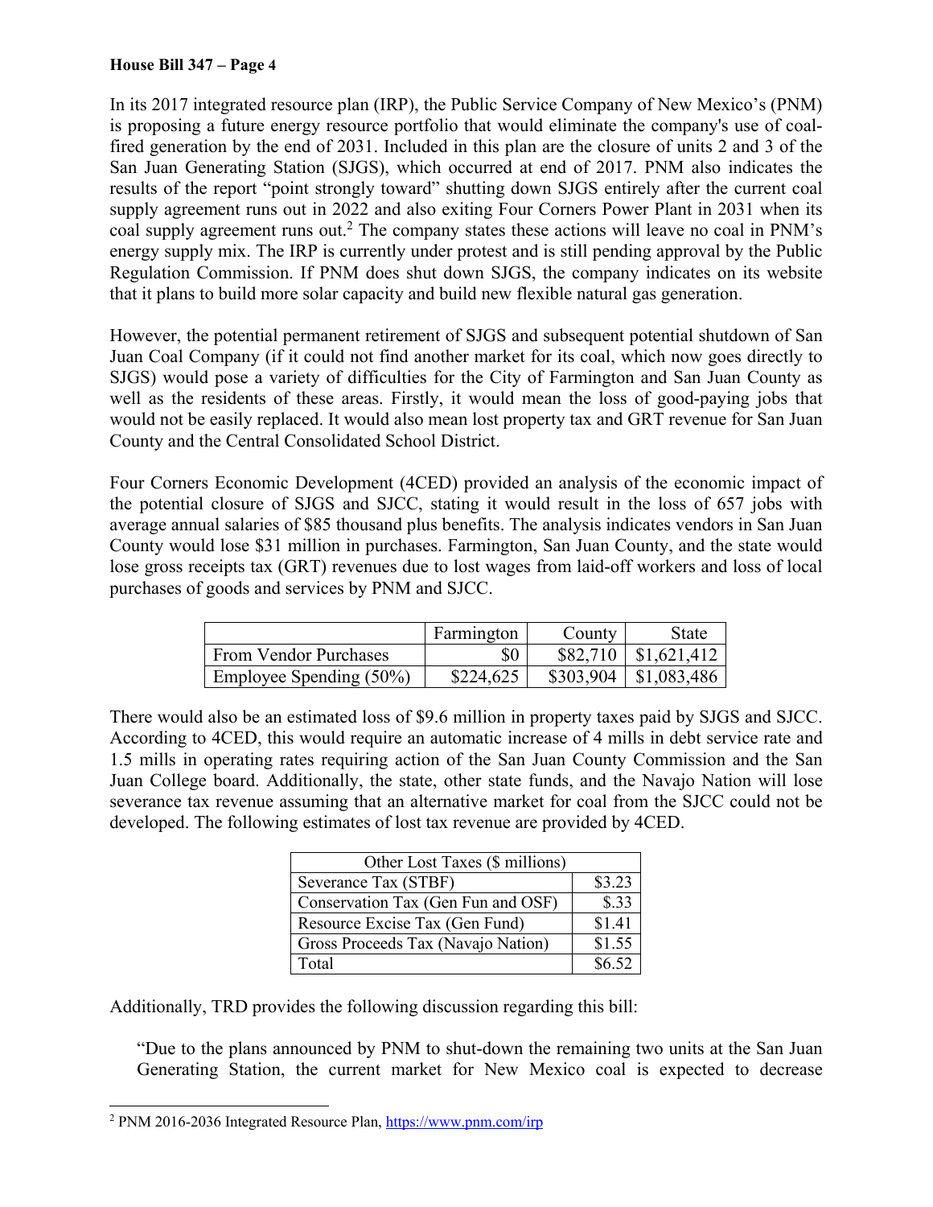In its 2017 integrated resource plan (IRP), the Public Service Company of New Mexico's (PNM) is proposing a future energy resource portfolio that would eliminate the company's use of coal-fired generation by the end of 2031. Included in this plan are the closure of units 2 and 3 of the San Juan Generating Station (SJGS), which occurred at end of 2017. PNM also indicates the results of the report "point strongly toward" shutting down SJGS entirely after the current coal supply agreement runs out in 2022 and also exiting Four Corners Power Plant in 2031 when its coal supply agreement runs out.[2] The company states these actions will leave no coal in PNM's energy supply mix. The IRP is currently under protest and is still pending approval by the Public Regulation Commission. If PNM does shut down SJGS, the company indicates on its website that it plans to build more solar capacity and build new flexible natural gas generation.

However, the potential permanent retirement of SJGS and subsequent potential shutdown of San Juan Coal Company (if it could not find another market for its coal, which now goes directly to SJGS) would pose a variety of difficulties for the City of Farmington and San Juan County as well as the residents of these areas. Firstly, it would mean the loss of good-paying jobs that would not be easily replaced. It would also mean lost property tax and GRT revenue for San Juan County and the Central Consolidated School District.

Four Corners Economic Development (4CED) provided an analysis of the economic impact of the potential closure of SJGS and SJCC, stating it would result in the loss of 657 jobs with average annual salaries of $85 thousand plus benefits. The analysis indicates vendors in San Juan County would lose $31 million in purchases. Farmington, San Juan County, and the state would lose gross receipts tax (GRT) revenues due to lost wages from laid-off workers and loss of local purchases of goods and services by PNM and SJCC.

| | Farmington | County | State |
|---|---|---|---|
| From Vendor Purchases | $0 | $82,710 | $1,621,412 |
| Employee Spending (50%) | $224,625 | $303,904 | $1,083,486 |

There would also be an estimated loss of $9.6 million in property taxes paid by SJGS and SJCC. According to 4CED, this would require an automatic increase of 4 mills in debt service rate and 1.5 mills in operating rates requiring action of the San Juan County Commission and the San Juan College board. Additionally, the state, other state funds, and the Navajo Nation will lose severance tax revenue assuming that an alternative market for coal from the SJCC could not be developed. The following estimates of lost tax revenue are provided by 4CED.

| Other Lost Taxes ($ millions) | |
|---|---|
| Severance Tax (STBF) | $3.23 |
| Conservation Tax (Gen Fun and OSF) | $.33 |
| Resource Excise Tax (Gen Fund) | $1.41 |
| Gross Proceeds Tax (Navajo Nation) | $1.55 |
| Total | $6.52 |

Additionally, TRD provides the following discussion regarding this bill:

> "Due to the plans announced by PNM to shut-down the remaining two units at the San Juan Generating Station, the current market for New Mexico coal is expected to decrease

[2] PNM 2016-2036 Integrated Resource Plan, https://www.pnm.com/irp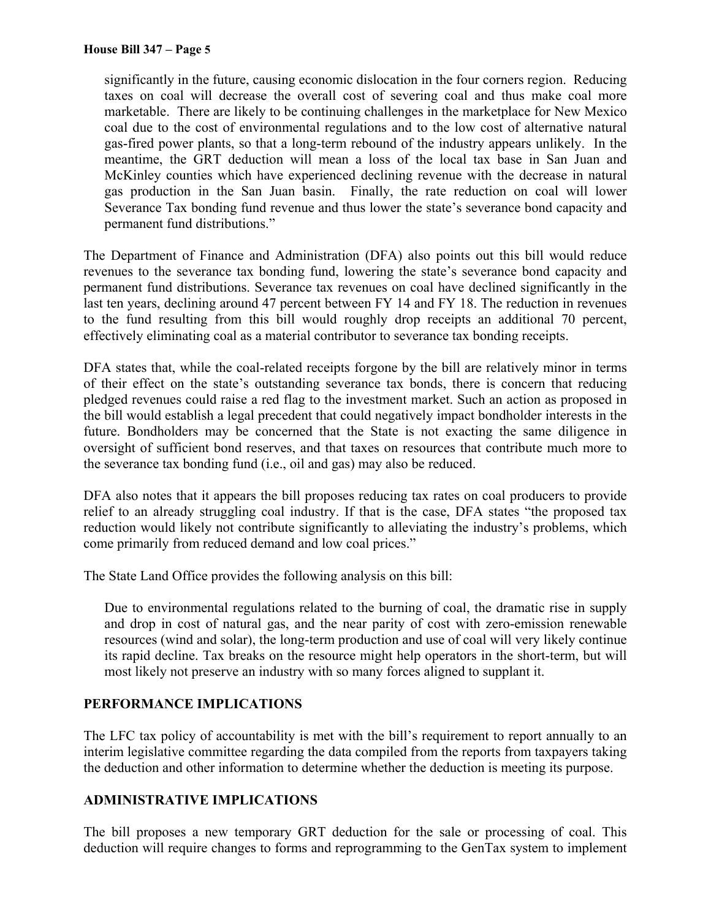> significantly in the future, causing economic dislocation in the four corners region. Reducing taxes on coal will decrease the overall cost of severing coal and thus make coal more marketable. There are likely to be continuing challenges in the marketplace for New Mexico coal due to the cost of environmental regulations and to the low cost of alternative natural gas-fired power plants, so that a long-term rebound of the industry appears unlikely. In the meantime, the GRT deduction will mean a loss of the local tax base in San Juan and McKinley counties which have experienced declining revenue with the decrease in natural gas production in the San Juan basin. Finally, the rate reduction on coal will lower Severance Tax bonding fund revenue and thus lower the state's severance bond capacity and permanent fund distributions."

The Department of Finance and Administration (DFA) also points out this bill would reduce revenues to the severance tax bonding fund, lowering the state's severance bond capacity and permanent fund distributions. Severance tax revenues on coal have declined significantly in the last ten years, declining around 47 percent between FY 14 and FY 18. The reduction in revenues to the fund resulting from this bill would roughly drop receipts an additional 70 percent, effectively eliminating coal as a material contributor to severance tax bonding receipts.

DFA states that, while the coal-related receipts forgone by the bill are relatively minor in terms of their effect on the state's outstanding severance tax bonds, there is concern that reducing pledged revenues could raise a red flag to the investment market. Such an action as proposed in the bill would establish a legal precedent that could negatively impact bondholder interests in the future. Bondholders may be concerned that the State is not exacting the same diligence in oversight of sufficient bond reserves, and that taxes on resources that contribute much more to the severance tax bonding fund (i.e., oil and gas) may also be reduced.

DFA also notes that it appears the bill proposes reducing tax rates on coal producers to provide relief to an already struggling coal industry. If that is the case, DFA states "the proposed tax reduction would likely not contribute significantly to alleviating the industry's problems, which come primarily from reduced demand and low coal prices."

The State Land Office provides the following analysis on this bill:

> Due to environmental regulations related to the burning of coal, the dramatic rise in supply and drop in cost of natural gas, and the near parity of cost with zero-emission renewable resources (wind and solar), the long-term production and use of coal will very likely continue its rapid decline. Tax breaks on the resource might help operators in the short-term, but will most likely not preserve an industry with so many forces aligned to supplant it.

## PERFORMANCE IMPLICATIONS

The LFC tax policy of accountability is met with the bill's requirement to report annually to an interim legislative committee regarding the data compiled from the reports from taxpayers taking the deduction and other information to determine whether the deduction is meeting its purpose.

## ADMINISTRATIVE IMPLICATIONS

The bill proposes a new temporary GRT deduction for the sale or processing of coal. This deduction will require changes to forms and reprogramming to the GenTax system to implement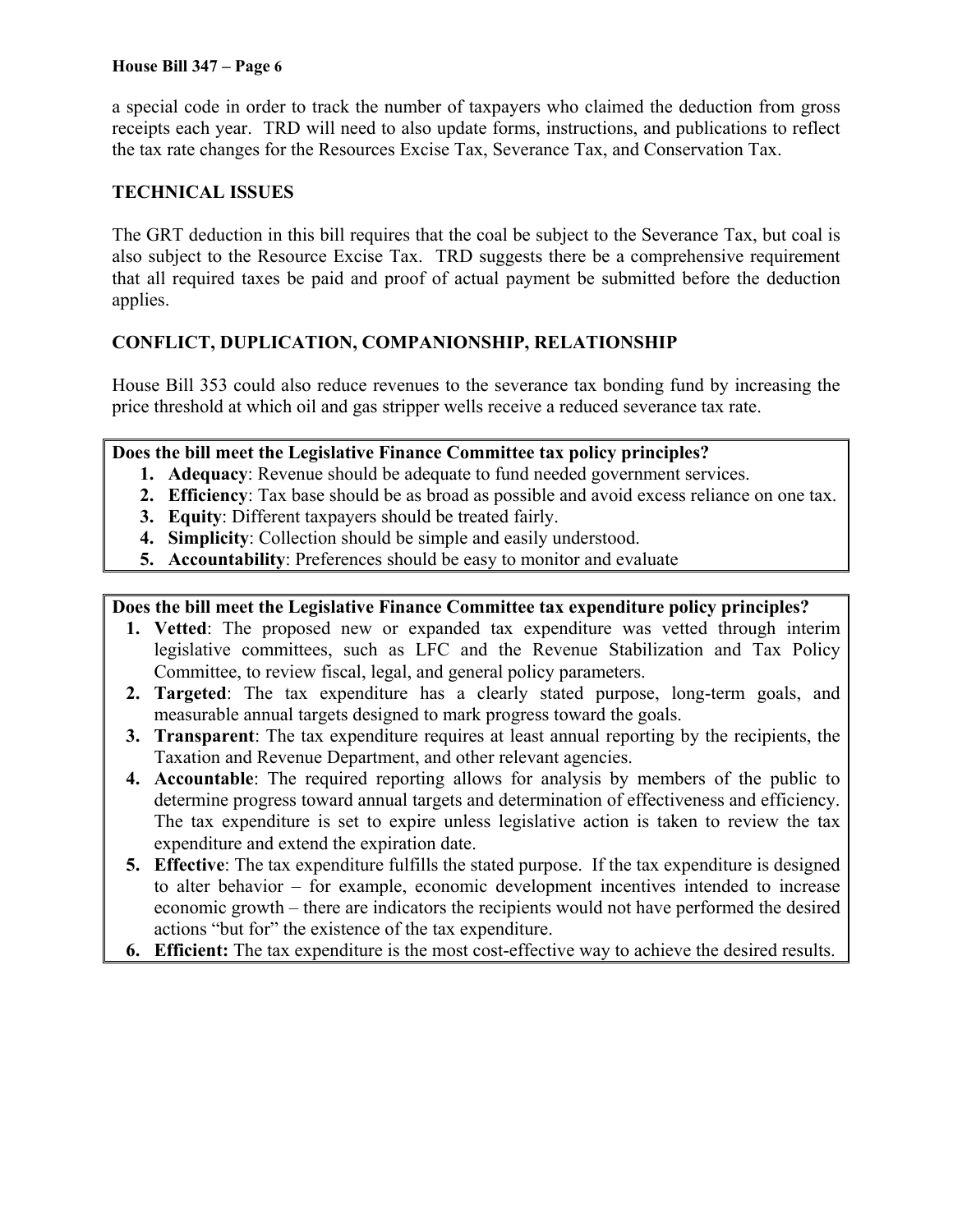a special code in order to track the number of taxpayers who claimed the deduction from gross receipts each year. TRD will need to also update forms, instructions, and publications to reflect the tax rate changes for the Resources Excise Tax, Severance Tax, and Conservation Tax.

## TECHNICAL ISSUES

The GRT deduction in this bill requires that the coal be subject to the Severance Tax, but coal is also subject to the Resource Excise Tax. TRD suggests there be a comprehensive requirement that all required taxes be paid and proof of actual payment be submitted before the deduction applies.

## CONFLICT, DUPLICATION, COMPANIONSHIP, RELATIONSHIP

House Bill 353 could also reduce revenues to the severance tax bonding fund by increasing the price threshold at which oil and gas stripper wells receive a reduced severance tax rate.

**Does the bill meet the Legislative Finance Committee tax policy principles?**

1. **Adequacy**: Revenue should be adequate to fund needed government services.
2. **Efficiency**: Tax base should be as broad as possible and avoid excess reliance on one tax.
3. **Equity**: Different taxpayers should be treated fairly.
4. **Simplicity**: Collection should be simple and easily understood.
5. **Accountability**: Preferences should be easy to monitor and evaluate

**Does the bill meet the Legislative Finance Committee tax expenditure policy principles?**

1. **Vetted**: The proposed new or expanded tax expenditure was vetted through interim legislative committees, such as LFC and the Revenue Stabilization and Tax Policy Committee, to review fiscal, legal, and general policy parameters.
2. **Targeted**: The tax expenditure has a clearly stated purpose, long-term goals, and measurable annual targets designed to mark progress toward the goals.
3. **Transparent**: The tax expenditure requires at least annual reporting by the recipients, the Taxation and Revenue Department, and other relevant agencies.
4. **Accountable**: The required reporting allows for analysis by members of the public to determine progress toward annual targets and determination of effectiveness and efficiency. The tax expenditure is set to expire unless legislative action is taken to review the tax expenditure and extend the expiration date.
5. **Effective**: The tax expenditure fulfills the stated purpose. If the tax expenditure is designed to alter behavior – for example, economic development incentives intended to increase economic growth – there are indicators the recipients would not have performed the desired actions "but for" the existence of the tax expenditure.
6. **Efficient:** The tax expenditure is the most cost-effective way to achieve the desired results.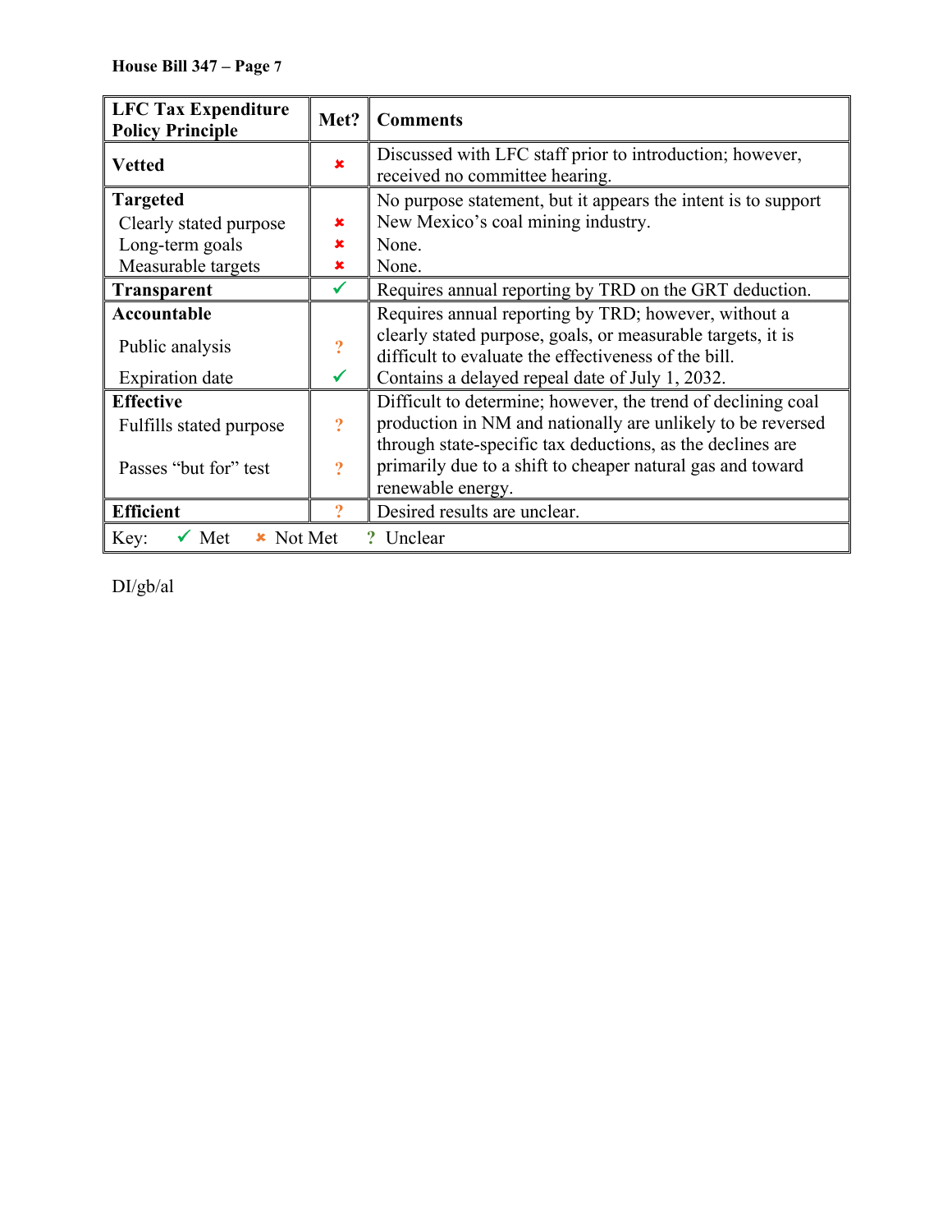| LFC Tax Expenditure Policy Principle | Met? | Comments |
|---|---|---|
| **Vetted** | ✖ | Discussed with LFC staff prior to introduction; however, received no committee hearing. |
| **Targeted** | | No purpose statement, but it appears the intent is to support New Mexico's coal mining industry. |
| Clearly stated purpose | ✖ | |
| Long-term goals | ✖ | None. |
| Measurable targets | ✖ | None. |
| **Transparent** | ✓ | Requires annual reporting by TRD on the GRT deduction. |
| **Accountable** | | Requires annual reporting by TRD; however, without a clearly stated purpose, goals, or measurable targets, it is difficult to evaluate the effectiveness of the bill. |
| Public analysis | ? | |
| Expiration date | ✓ | Contains a delayed repeal date of July 1, 2032. |
| **Effective** | | Difficult to determine; however, the trend of declining coal production in NM and nationally are unlikely to be reversed through state-specific tax deductions, as the declines are primarily due to a shift to cheaper natural gas and toward renewable energy. |
| Fulfills stated purpose | ? | |
| Passes "but for" test | ? | |
| **Efficient** | ? | Desired results are unclear. |
| Key: ✓ Met ✖ Not Met ? Unclear | | |

DI/gb/al